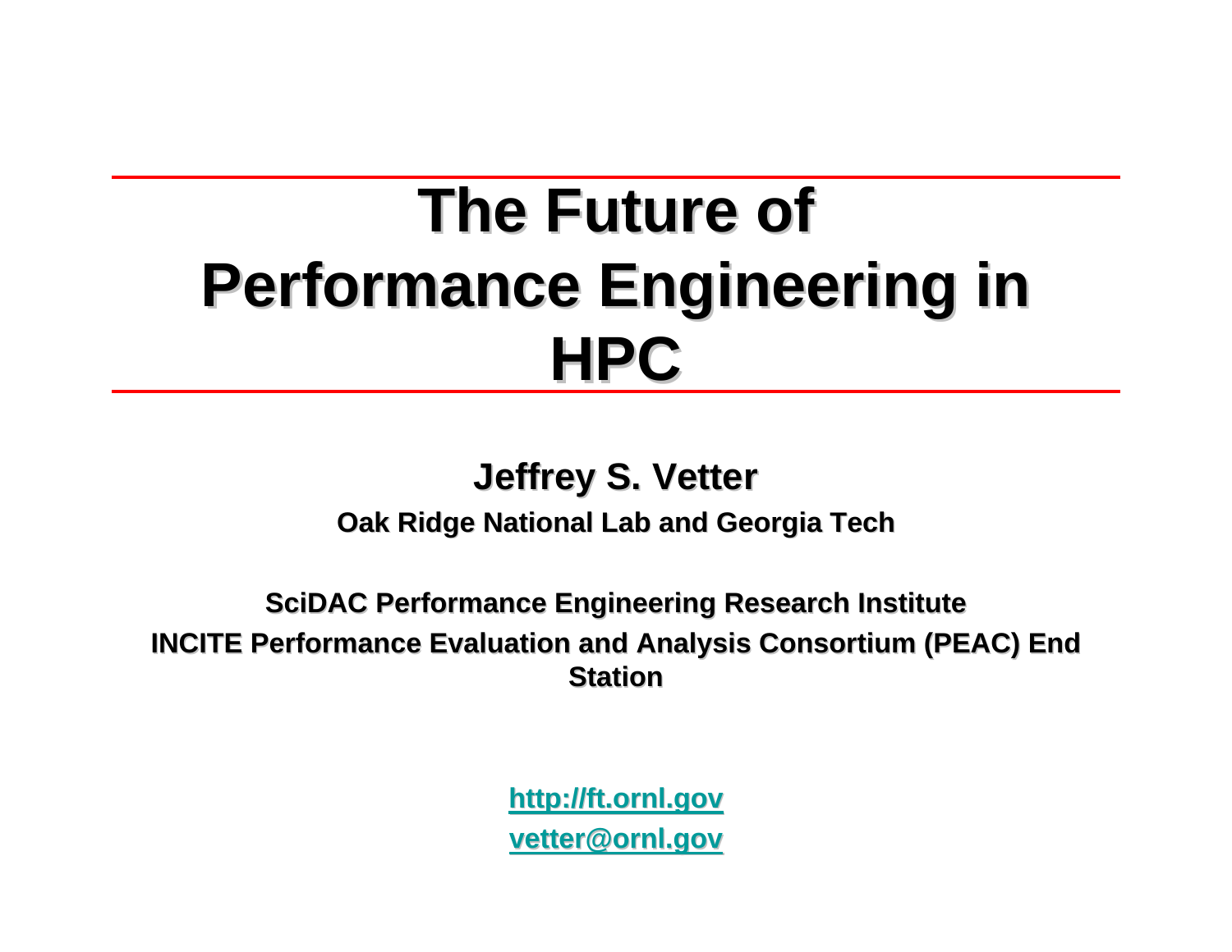# The Future of Performance Engineering in HPC

**Jeffrey S. Vetter**

**Oak Ridge National Lab and Georgia Tech**

**SciDAC Performance Engineering Research Institute**

**INCITE Performance Evaluation and Analysis Consortium (PEAC) End Station**

[http://ft.ornl.gov](http://ft.ornl.gov)

[vetter@ornl.gov](mailto:vetter@ornl.gov)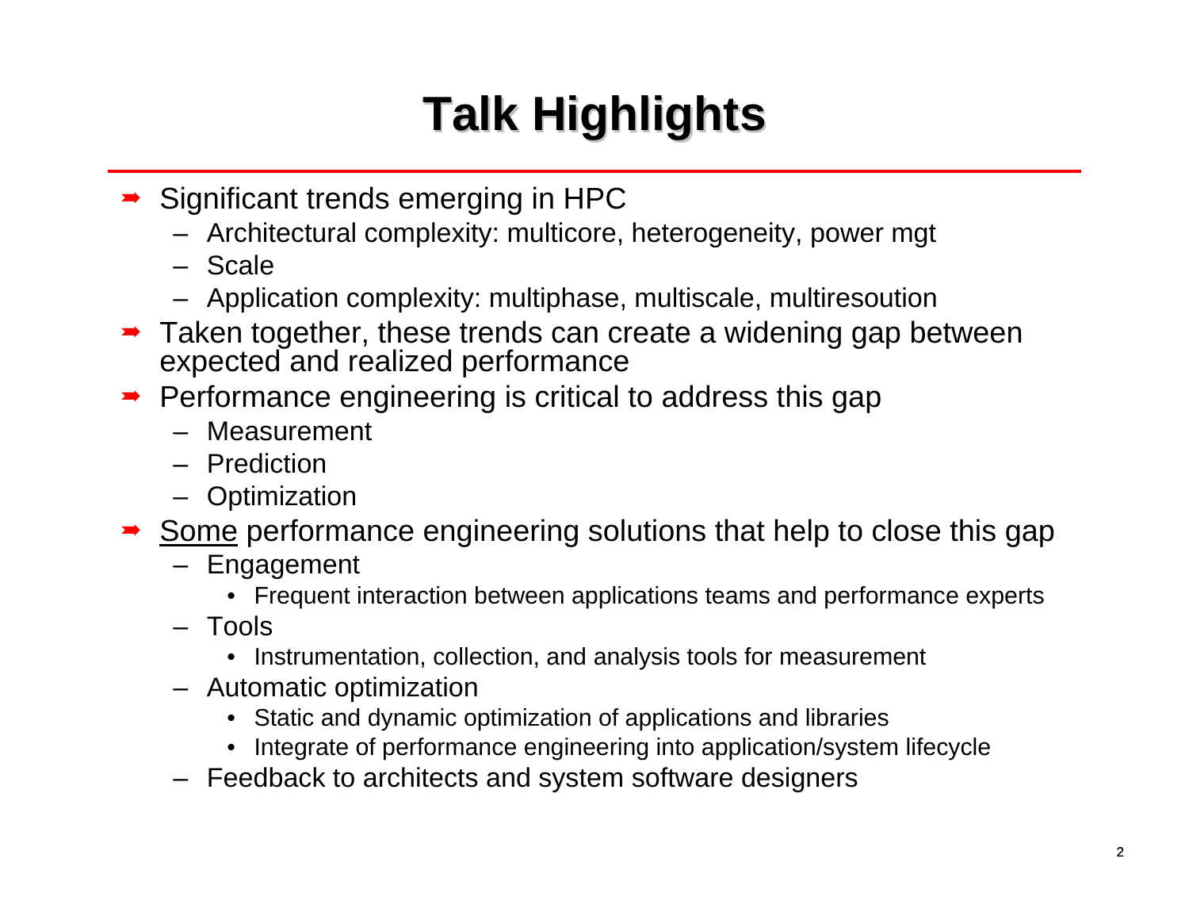# Talk Highlights

- Significant trends emerging in HPC
  - Architectural complexity: multicore, heterogeneity, power mgt
  - Scale
  - Application complexity: multiphase, multiscale, multiresoution
- Taken together, these trends can create a widening gap between expected and realized performance
- Performance engineering is critical to address this gap
  - Measurement
  - Prediction
  - Optimization
- <u>Some</u> performance engineering solutions that help to close this gap
  - Engagement
    - Frequent interaction between applications teams and performance experts
  - Tools
    - Instrumentation, collection, and analysis tools for measurement
  - Automatic optimization
    - Static and dynamic optimization of applications and libraries
    - Integrate of performance engineering into application/system lifecycle
  - Feedback to architects and system software designers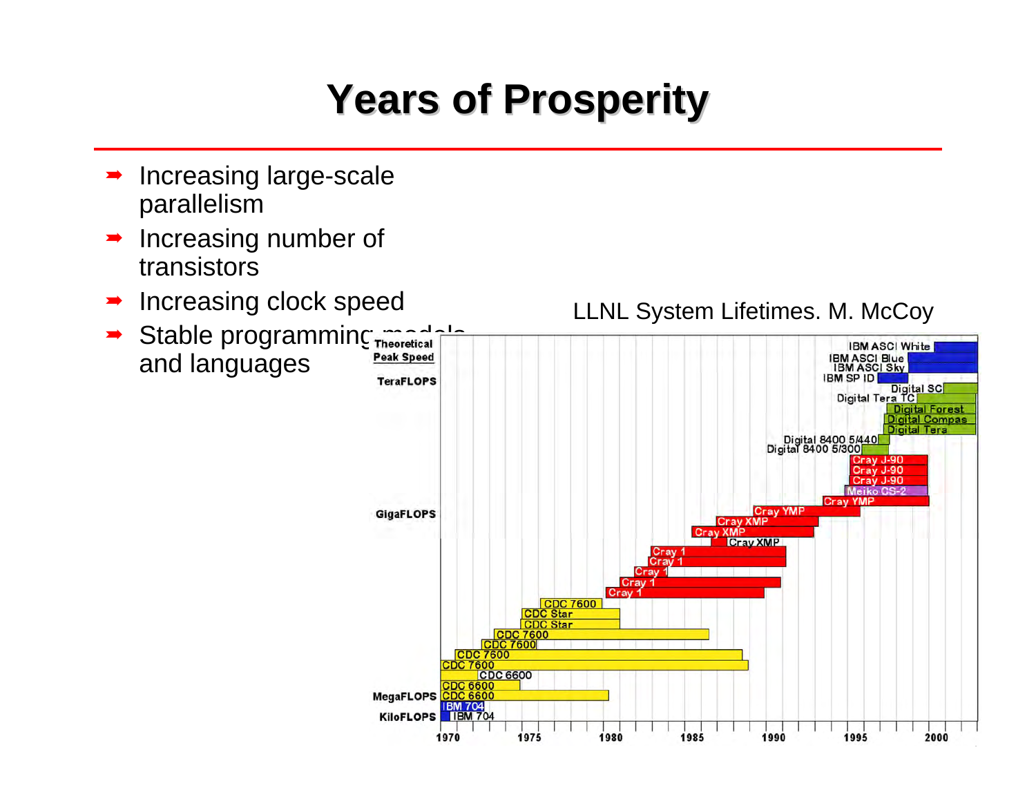# Years of Prosperity

- Increasing large-scale parallelism
- Increasing number of transistors
- Increasing clock speed
- Stable programming models and languages

LLNL System Lifetimes. M. McCoy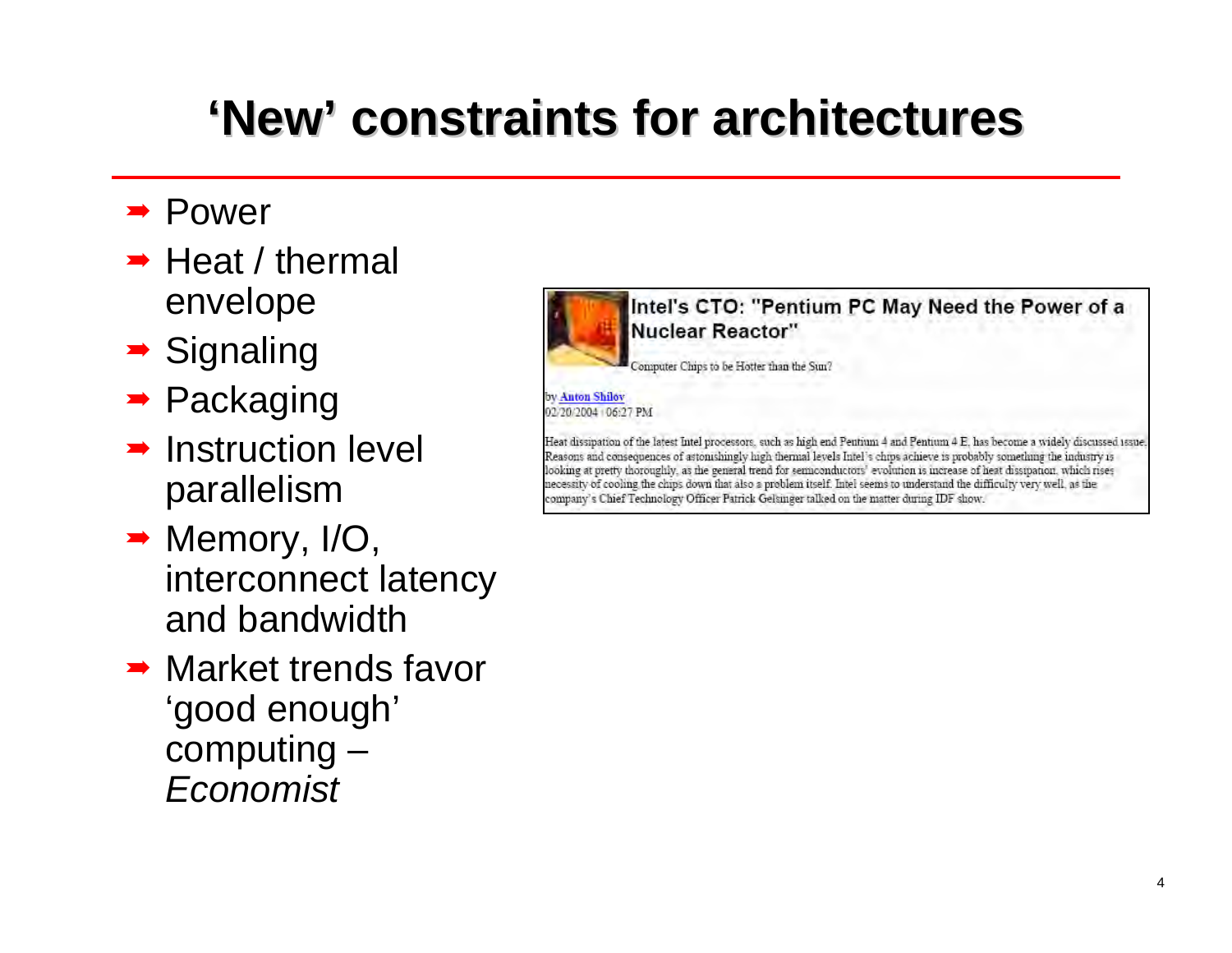# 'New' constraints for architectures

- Power
- Heat / thermal envelope
- Signaling
- Packaging
- Instruction level parallelism
- Memory, I/O, interconnect latency and bandwidth
- Market trends favor 'good enough' computing – *Economist*

**Intel's CTO: "Pentium PC May Need the Power of a Nuclear Reactor"**

Computer Chips to be Hotter than the Sun?

by Anton Shilov
02/20/2004 | 06:27 PM

Heat dissipation of the latest Intel processors, such as high end Pentium 4 and Pentium 4 E, has become a widely discussed issue. Reasons and consequences of astonishingly high thermal levels Intel's chips achieve is probably something the industry is looking at pretty thoroughly, as the general trend for semiconductors' evolution is increase of heat dissipation, which rises necessity of cooling the chips down that also a problem itself. Intel seems to understand the difficulty very well, as the company's Chief Technology Officer Patrick Gelsinger talked on the matter during IDF show.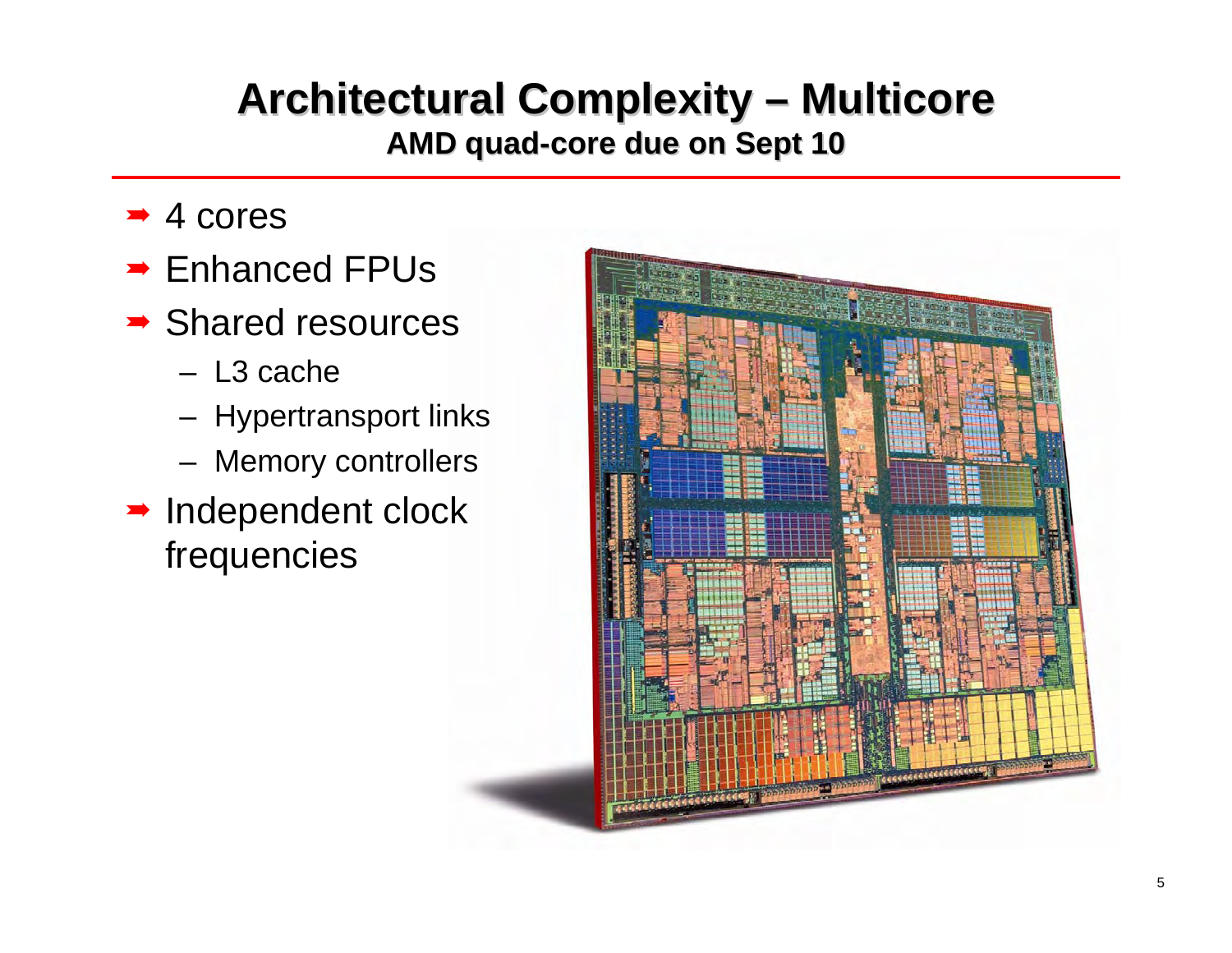# Architectural Complexity – Multicore

**AMD quad-core due on Sept 10**

- 4 cores
- Enhanced FPUs
- Shared resources
  - L3 cache
  - Hypertransport links
  - Memory controllers
- Independent clock frequencies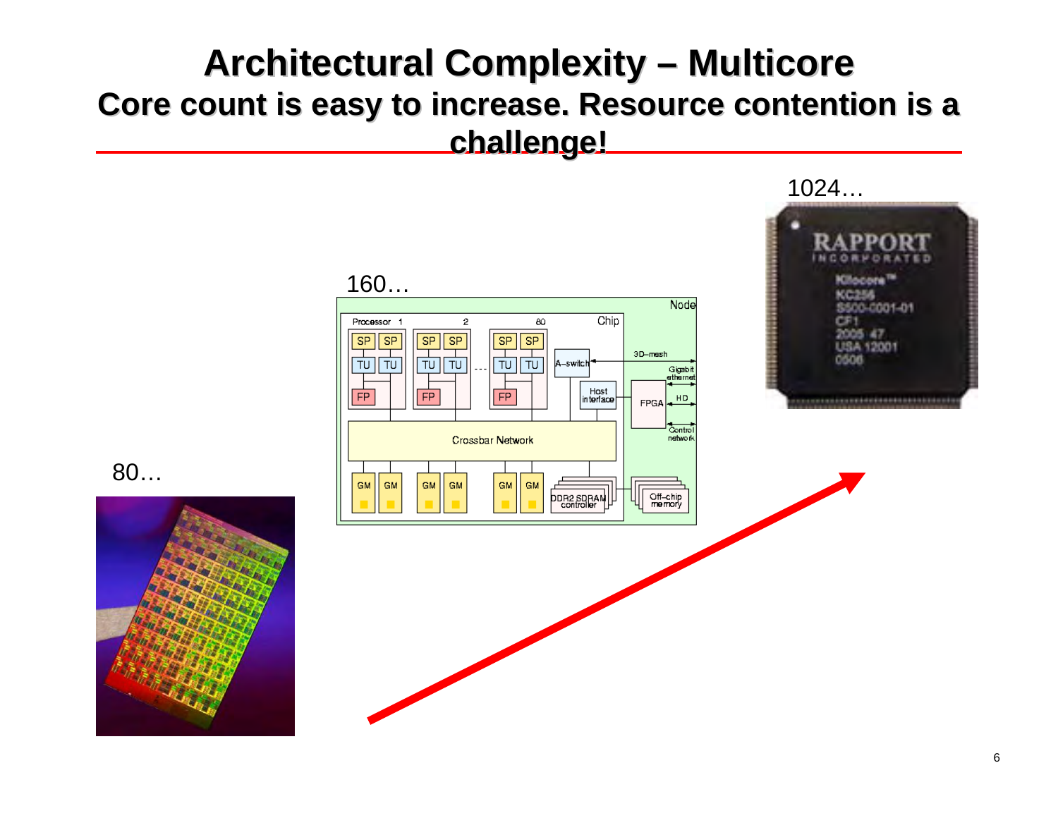# Architectural Complexity – Multicore

## Core count is easy to increase. Resource contention is a challenge!

80…

160…

1024…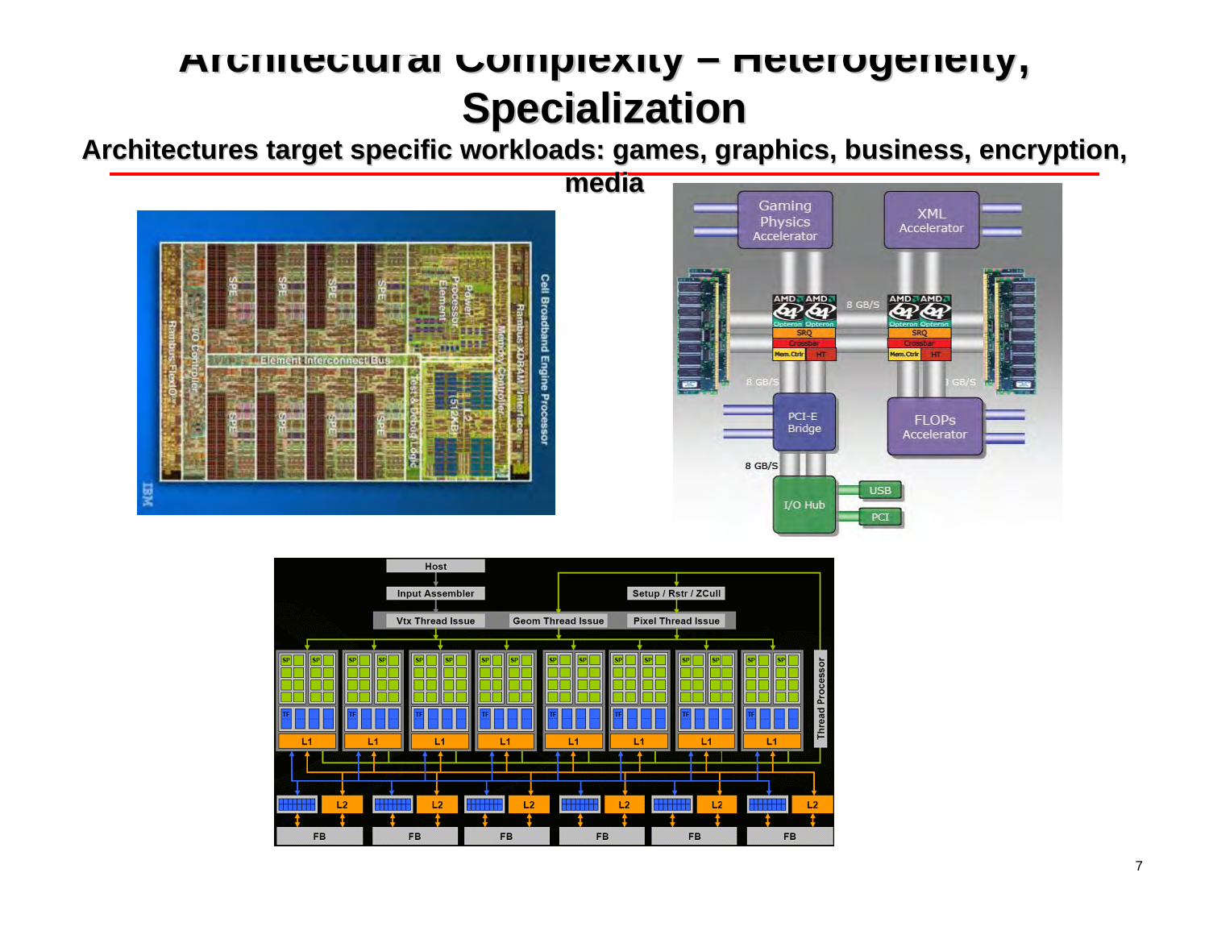# Architectural Complexity – Heterogeneity, Specialization

**Architectures target specific workloads: games, graphics, business, encryption, media**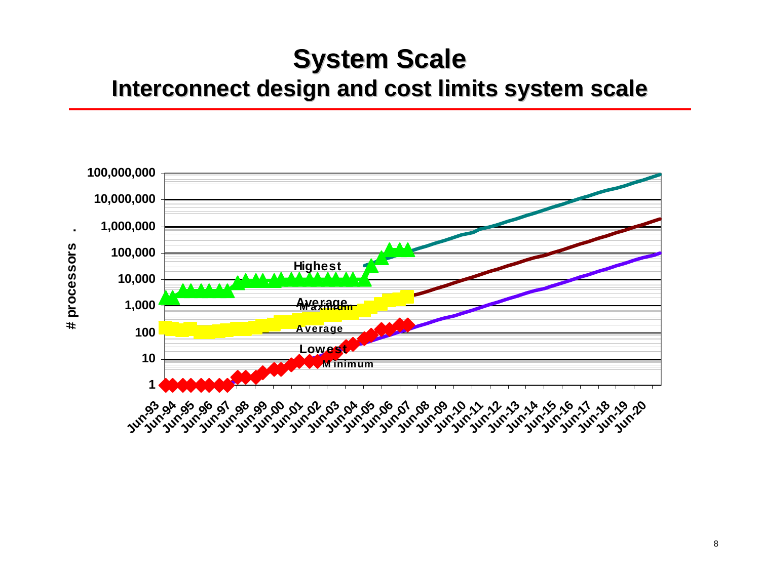# System Scale

## Interconnect design and cost limits system scale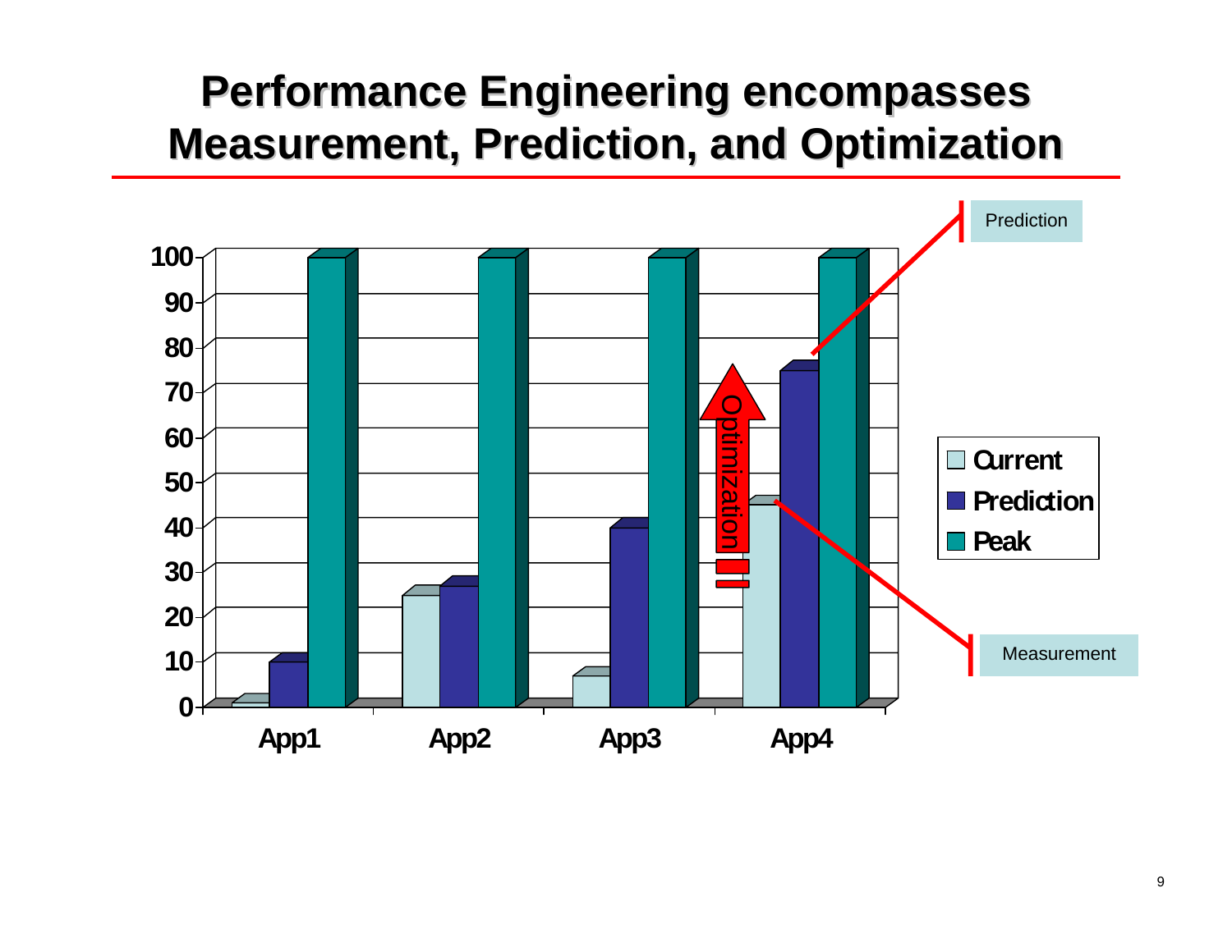# Performance Engineering encompasses Measurement, Prediction, and Optimization

| | Current | Prediction | Peak |
|---|---|---|---|
| App1 | 1 | 10 | 100 |
| App2 | 25 | 27 | 100 |
| App3 | 7 | 40 | 100 |
| App4 | 45 | 75 | 100 |

Prediction

Optimization

Measurement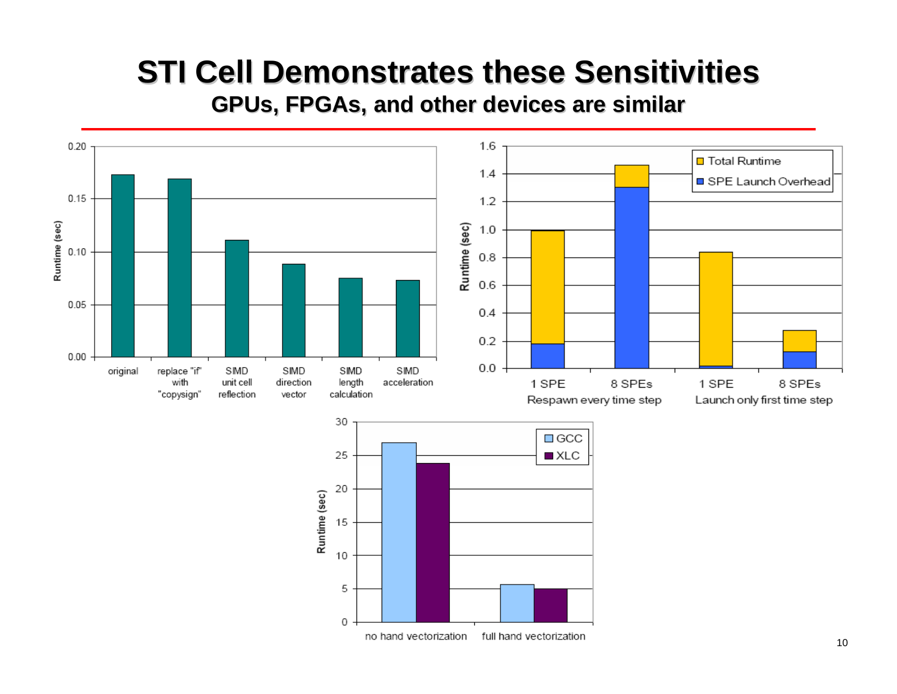# STI Cell Demonstrates these Sensitivities

## GPUs, FPGAs, and other devices are similar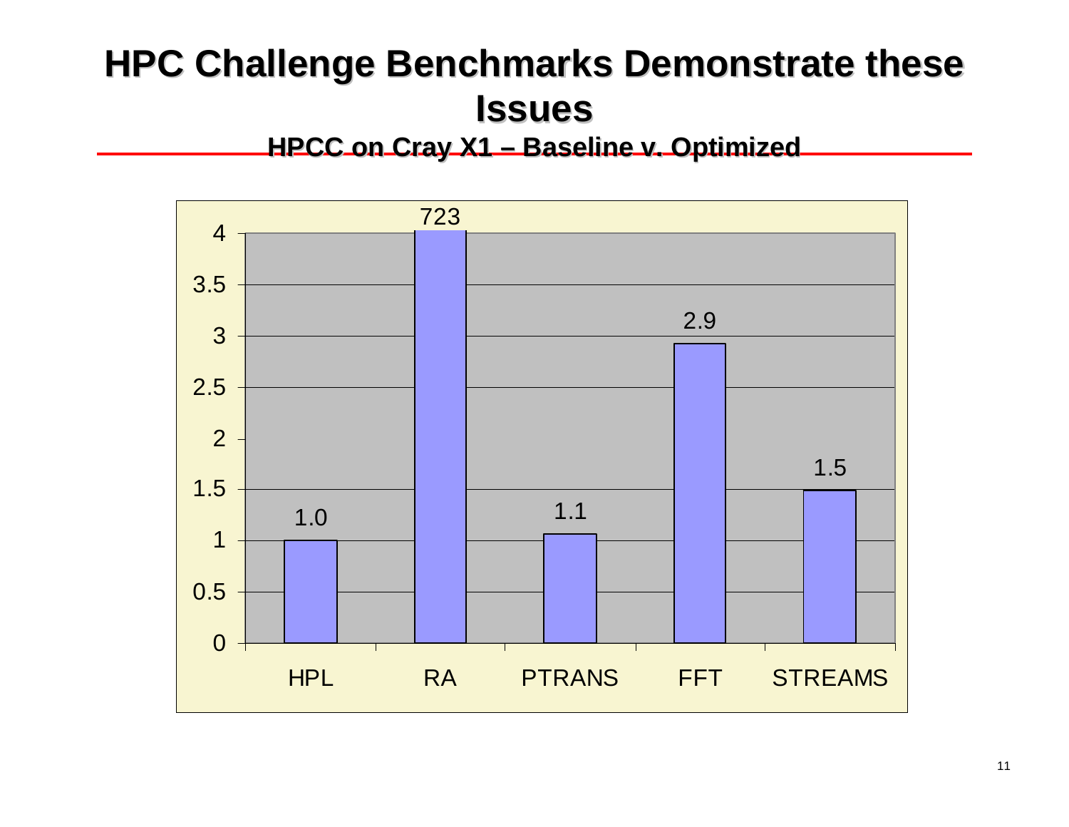# HPC Challenge Benchmarks Demonstrate these Issues

### HPCC on Cray X1 – Baseline v. Optimized

| Benchmark | Value |
|---|---|
| HPL | 1.0 |
| RA | 723 |
| PTRANS | 1.1 |
| FFT | 2.9 |
| STREAMS | 1.5 |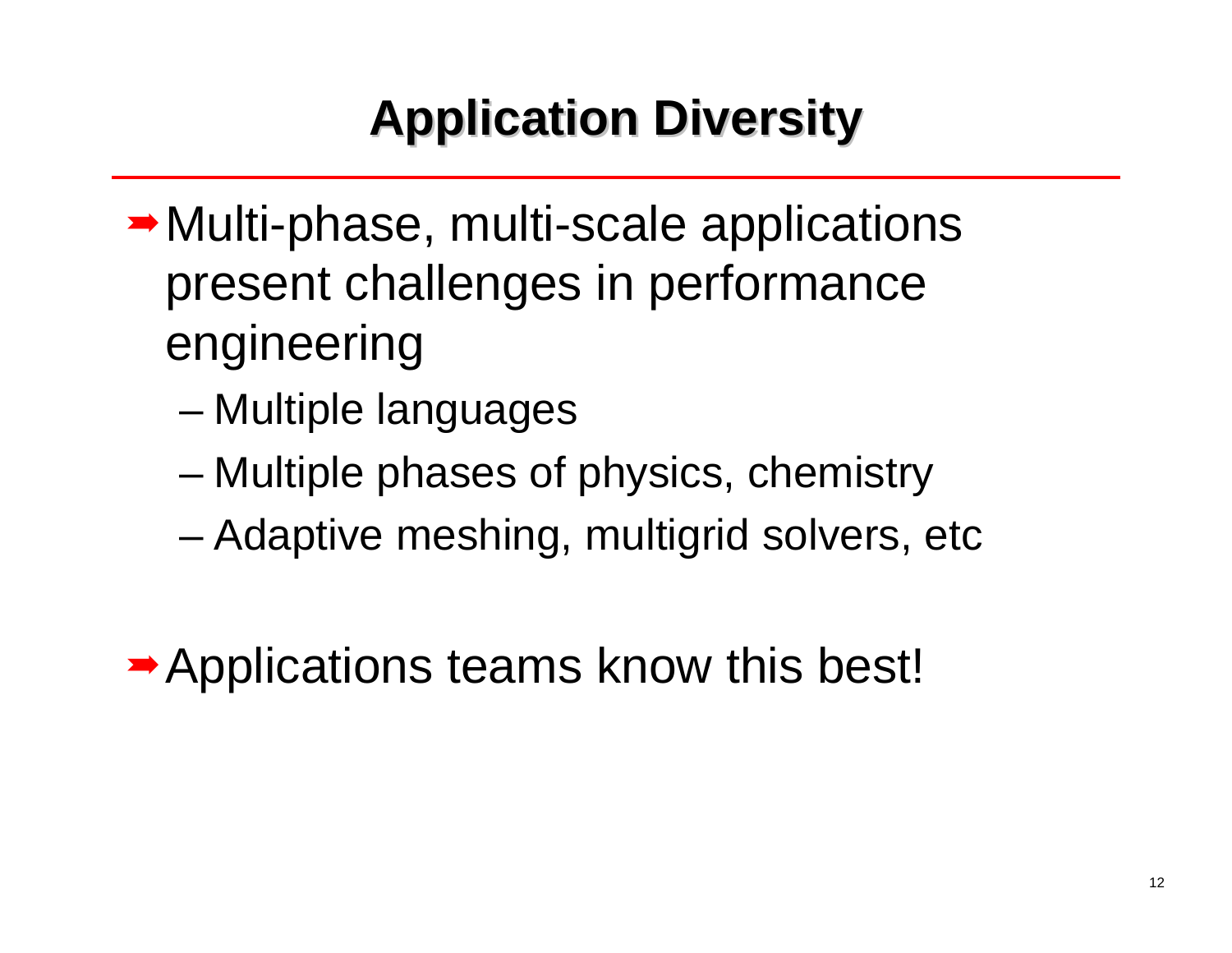# Application Diversity

- Multi-phase, multi-scale applications present challenges in performance engineering
  - Multiple languages
  - Multiple phases of physics, chemistry
  - Adaptive meshing, multigrid solvers, etc
- Applications teams know this best!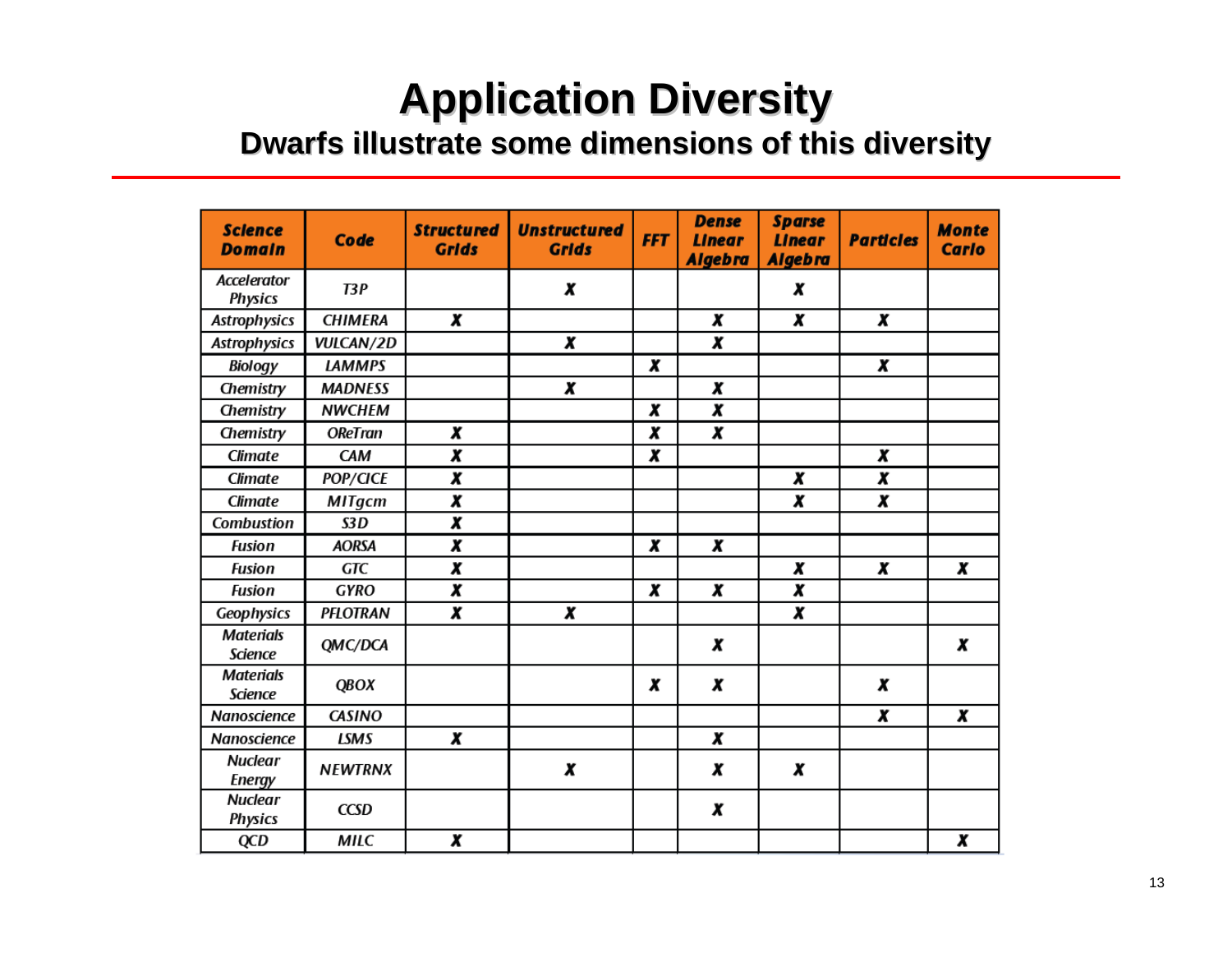# Application Diversity

## Dwarfs illustrate some dimensions of this diversity

| Science Domain | Code | Structured Grids | Unstructured Grids | FFT | Dense Linear Algebra | Sparse Linear Algebra | Particles | Monte Carlo |
|---|---|---|---|---|---|---|---|---|
| Accelerator Physics | T3P | | X | | | X | | |
| Astrophysics | CHIMERA | X | | | X | X | X | |
| Astrophysics | VULCAN/2D | | X | | X | | | |
| Biology | LAMMPS | | | X | | | X | |
| Chemistry | MADNESS | | X | | X | | | |
| Chemistry | NWCHEM | | | X | X | | | |
| Chemistry | OReTran | X | | X | X | | | |
| Climate | CAM | X | | X | | | X | |
| Climate | POP/CICE | X | | | | X | X | |
| Climate | MITgcm | X | | | | X | X | |
| Combustion | S3D | X | | | | | | |
| Fusion | AORSA | X | | X | X | | | |
| Fusion | GTC | X | | | | X | X | X |
| Fusion | GYRO | X | | X | X | X | | |
| Geophysics | PFLOTRAN | X | X | | | X | | |
| Materials Science | QMC/DCA | | | | X | | | X |
| Materials Science | QBOX | | | X | X | | X | |
| Nanoscience | CASINO | | | | | | X | X |
| Nanoscience | LSMS | X | | | X | | | |
| Nuclear Energy | NEWTRNX | | X | | X | X | | |
| Nuclear Physics | CCSD | | | | X | | | |
| QCD | MILC | X | | | | | | X |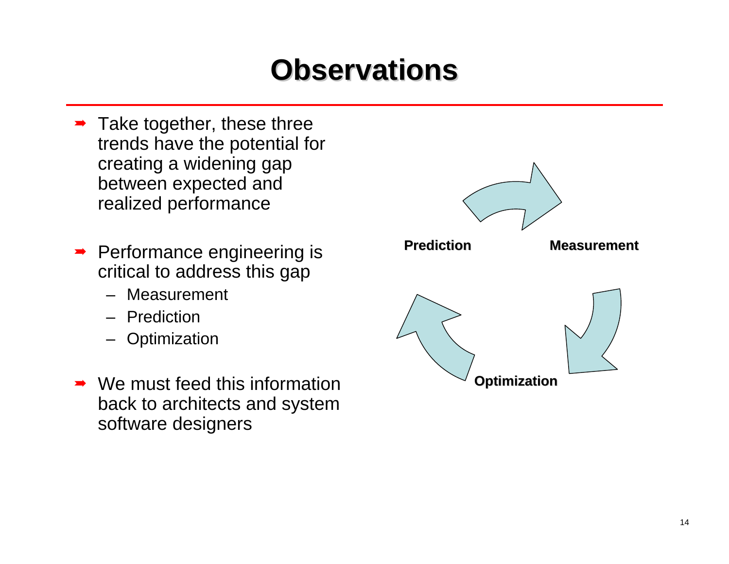# Observations

- Take together, these three trends have the potential for creating a widening gap between expected and realized performance
- Performance engineering is critical to address this gap
  - Measurement
  - Prediction
  - Optimization
- We must feed this information back to architects and system software designers

Prediction

Measurement

Optimization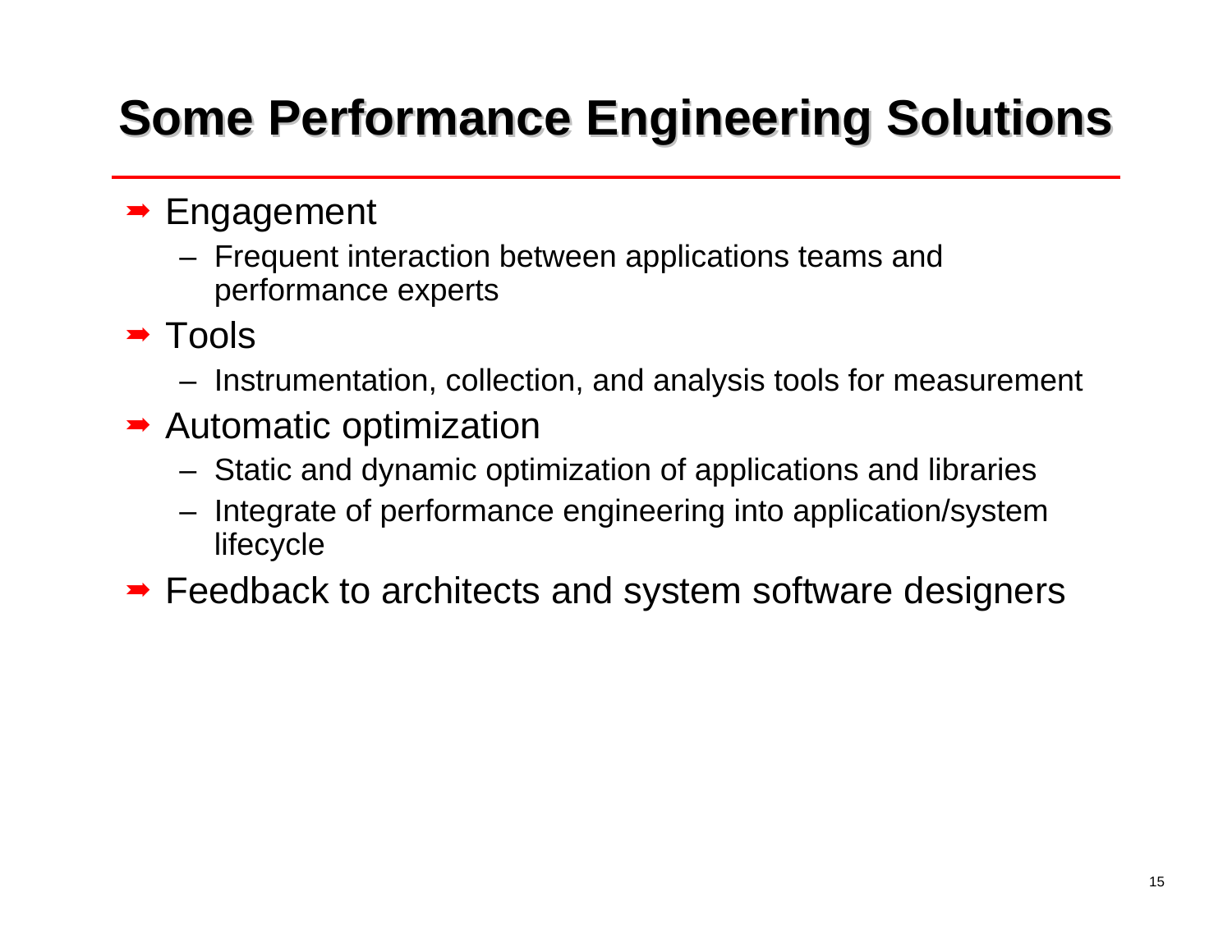# Some Performance Engineering Solutions

- Engagement
  - Frequent interaction between applications teams and performance experts
- Tools
  - Instrumentation, collection, and analysis tools for measurement
- Automatic optimization
  - Static and dynamic optimization of applications and libraries
  - Integrate of performance engineering into application/system lifecycle
- Feedback to architects and system software designers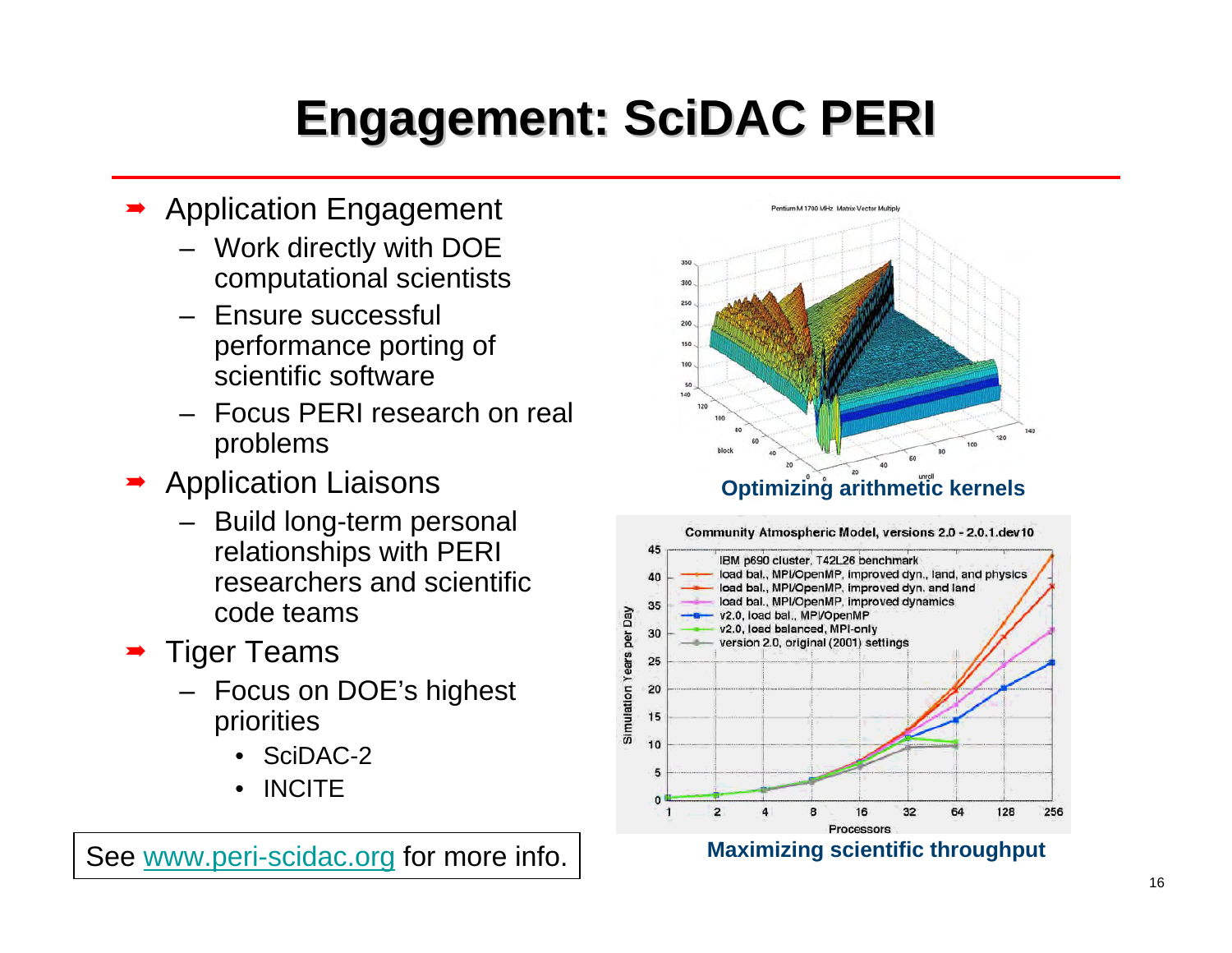# Engagement: SciDAC PERI

- Application Engagement
  - Work directly with DOE computational scientists
  - Ensure successful performance porting of scientific software
  - Focus PERI research on real problems
- Application Liaisons
  - Build long-term personal relationships with PERI researchers and scientific code teams
- Tiger Teams
  - Focus on DOE's highest priorities
    - SciDAC-2
    - INCITE

See [www.peri-scidac.org](http://www.peri-scidac.org) for more info.

**Optimizing arithmetic kernels**

**Maximizing scientific throughput**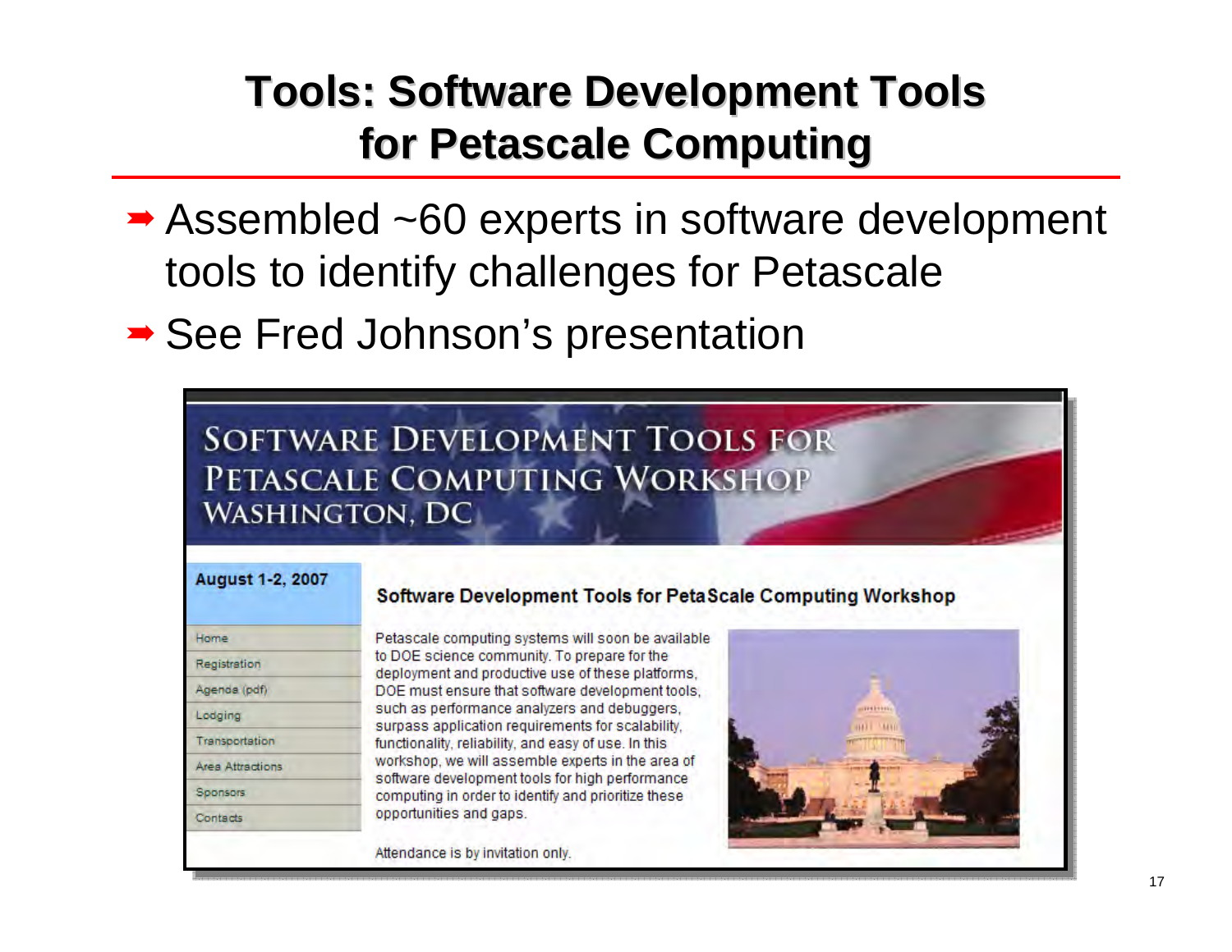# Tools: Software Development Tools for Petascale Computing

- Assembled ~60 experts in software development tools to identify challenges for Petascale
- See Fred Johnson's presentation

SOFTWARE DEVELOPMENT TOOLS FOR PETASCALE COMPUTING WORKSHOP
WASHINGTON, DC

**August 1-2, 2007**

- Home
- Registration
- Agenda (pdf)
- Lodging
- Transportation
- Area Attractions
- Sponsors
- Contacts

**Software Development Tools for PetaScale Computing Workshop**

Petascale computing systems will soon be available to DOE science community. To prepare for the deployment and productive use of these platforms, DOE must ensure that software development tools, such as performance analyzers and debuggers, surpass application requirements for scalability, functionality, reliability, and easy of use. In this workshop, we will assemble experts in the area of software development tools for high performance computing in order to identify and prioritize these opportunities and gaps.

Attendance is by invitation only.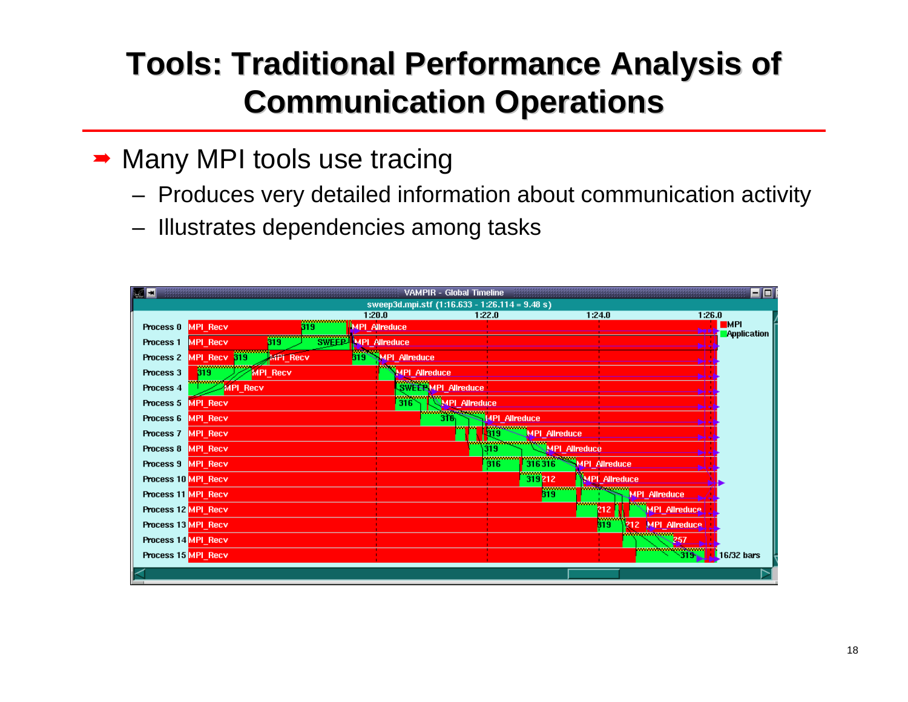# Tools: Traditional Performance Analysis of Communication Operations

- Many MPI tools use tracing
  - Produces very detailed information about communication activity
  - Illustrates dependencies among tasks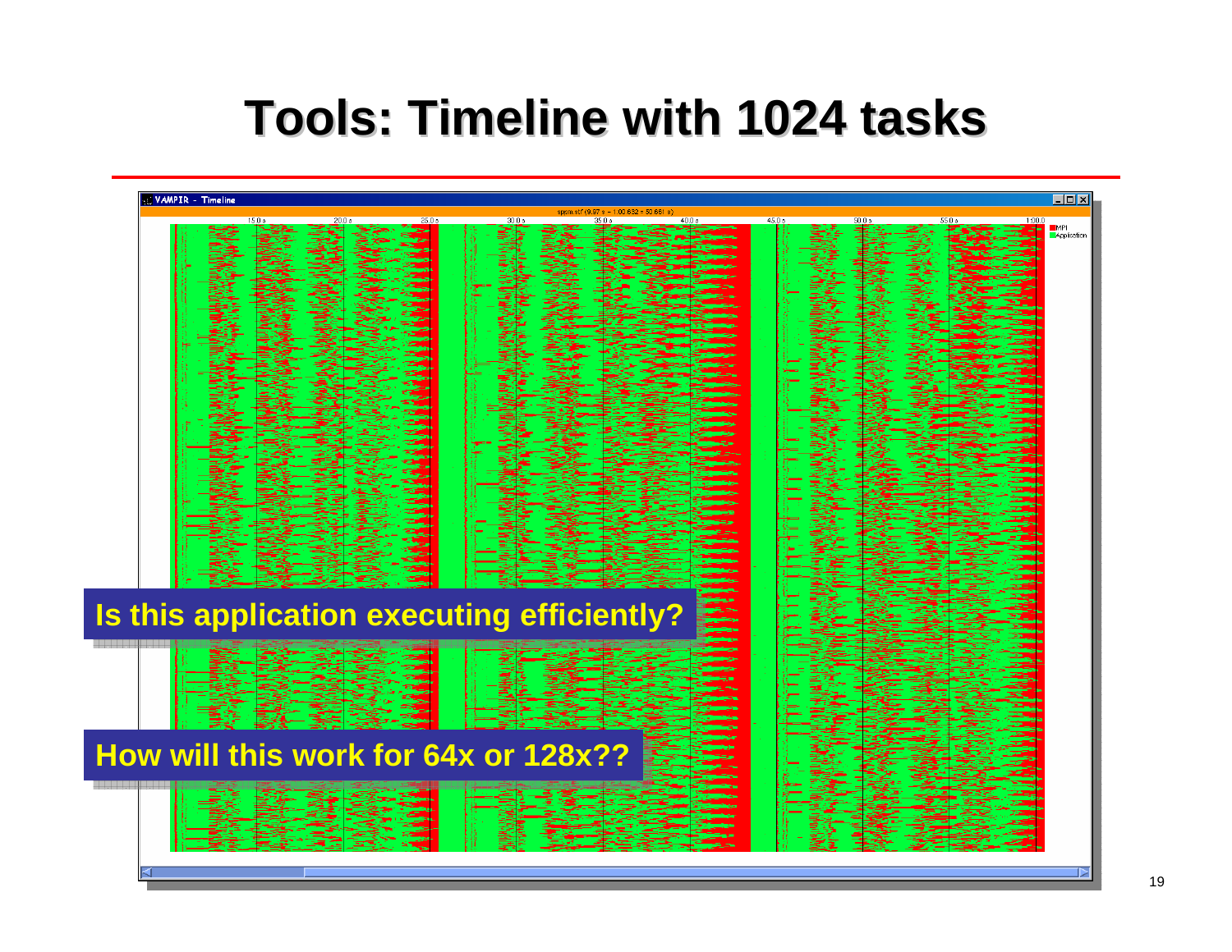# Tools: Timeline with 1024 tasks

**Is this application executing efficiently?**

**How will this work for 64x or 128x??**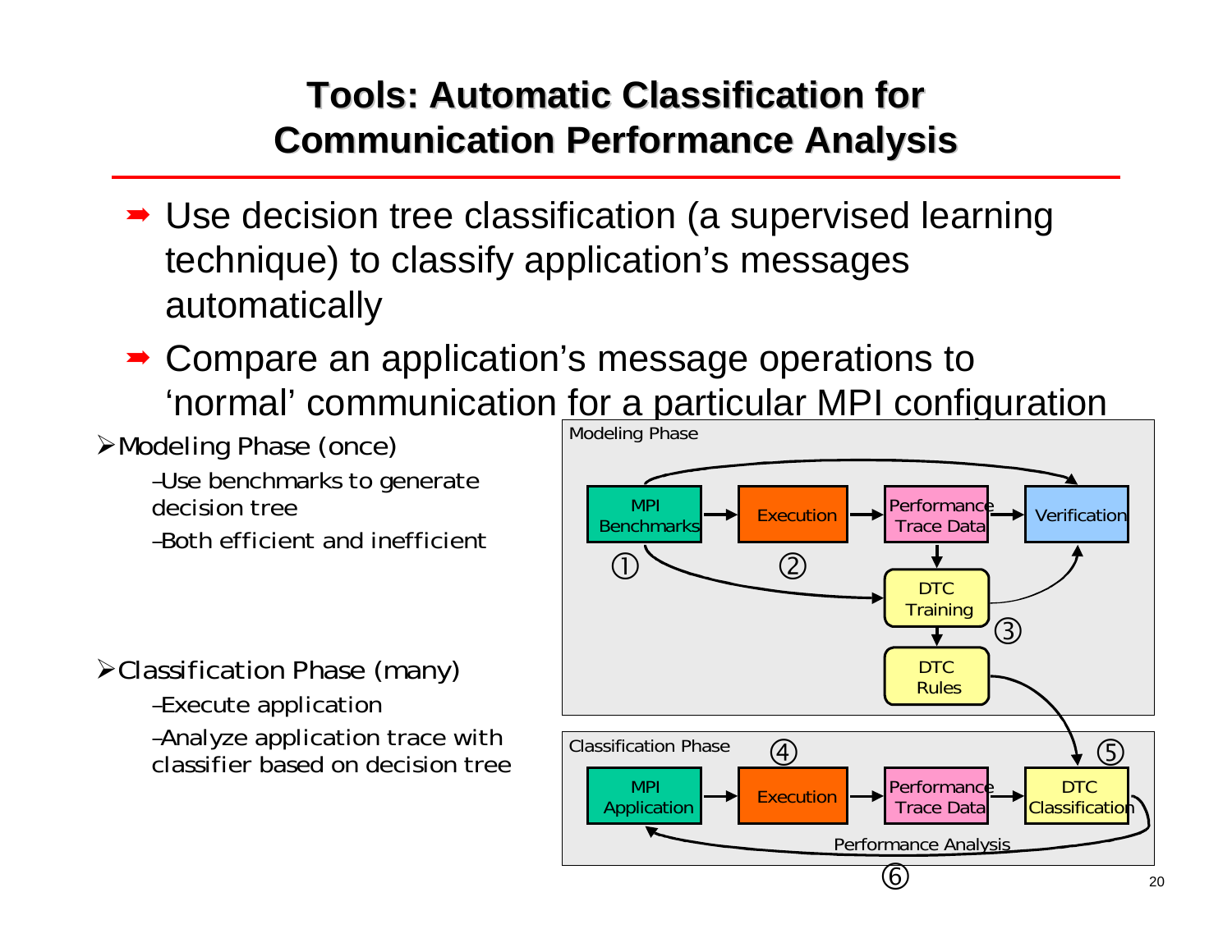# Tools: Automatic Classification for Communication Performance Analysis

- Use decision tree classification (a supervised learning technique) to classify application's messages automatically
- Compare an application's message operations to 'normal' communication for a particular MPI configuration

- Modeling Phase (once)
  - Use benchmarks to generate decision tree
  - Both efficient and inefficient
- Classification Phase (many)
  - Execute application
  - Analyze application trace with classifier based on decision tree

Modeling Phase

MPI Benchmarks → Execution → Performance Trace Data → Verification

Performance Trace Data → DTC Training → DTC Rules

MPI Benchmarks → DTC Training; MPI Benchmarks → Verification; DTC Training → Verification

① ② ③

Classification Phase

MPI Application → Execution → Performance Trace Data → DTC Classification

DTC Rules → DTC Classification

DTC Classification → MPI Application (Performance Analysis)

④ ⑤ ⑥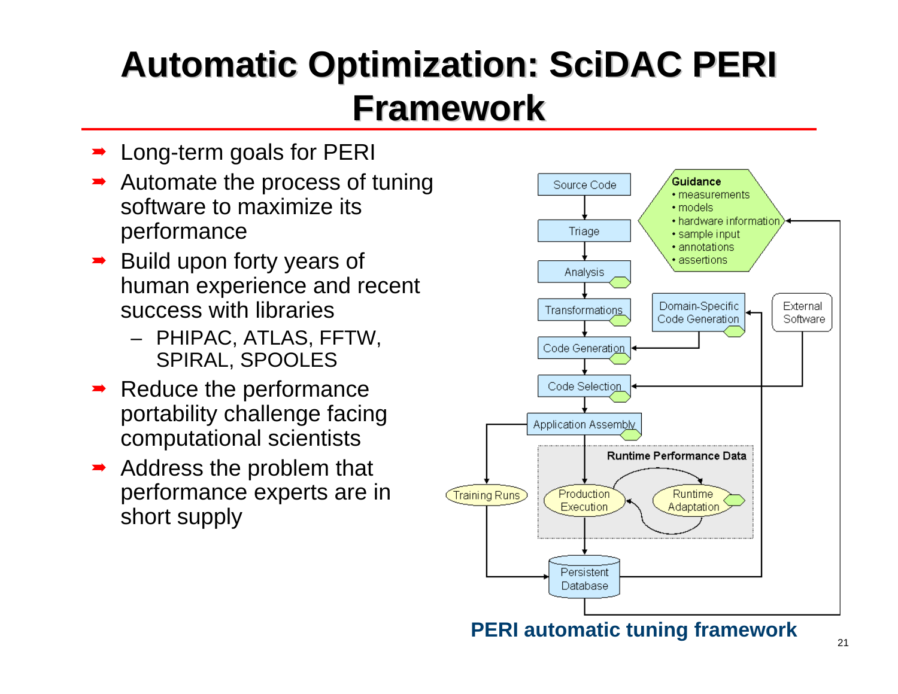# Automatic Optimization: SciDAC PERI Framework

- Long-term goals for PERI
- Automate the process of tuning software to maximize its performance
- Build upon forty years of human experience and recent success with libraries
  - PHIPAC, ATLAS, FFTW, SPIRAL, SPOOLES
- Reduce the performance portability challenge facing computational scientists
- Address the problem that performance experts are in short supply

PERI automatic tuning framework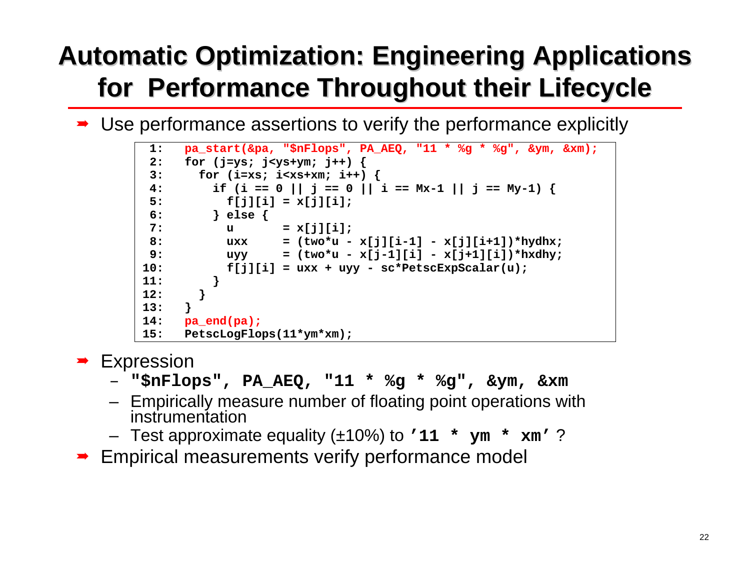# Automatic Optimization: Engineering Applications for Performance Throughout their Lifecycle

- Use performance assertions to verify the performance explicitly

```
 1:    pa_start(&pa, "$nFlops", PA_AEQ, "11 * %g * %g", &ym, &xm);
 2:    for (j=ys; j<ys+ym; j++) {
 3:      for (i=xs; i<xs+xm; i++) {
 4:        if (i == 0 || j == 0 || i == Mx-1 || j == My-1) {
 5:          f[j][i] = x[j][i];
 6:        } else {
 7:          u       = x[j][i];
 8:          uxx     = (two*u - x[j][i-1] - x[j][i+1])*hydhx;
 9:          uyy     = (two*u - x[j-1][i] - x[j+1][i])*hxdhy;
10:          f[j][i] = uxx + uyy - sc*PetscExpScalar(u);
11:        }
12:      }
13:    }
14:    pa_end(pa);
15:    PetscLogFlops(11*ym*xm);
```

- Expression
  - **`"$nFlops", PA_AEQ, "11 * %g * %g", &ym, &xm`**
  - Empirically measure number of floating point operations with instrumentation
  - Test approximate equality (±10%) to **`'11 * ym * xm'`** ?
- Empirical measurements verify performance model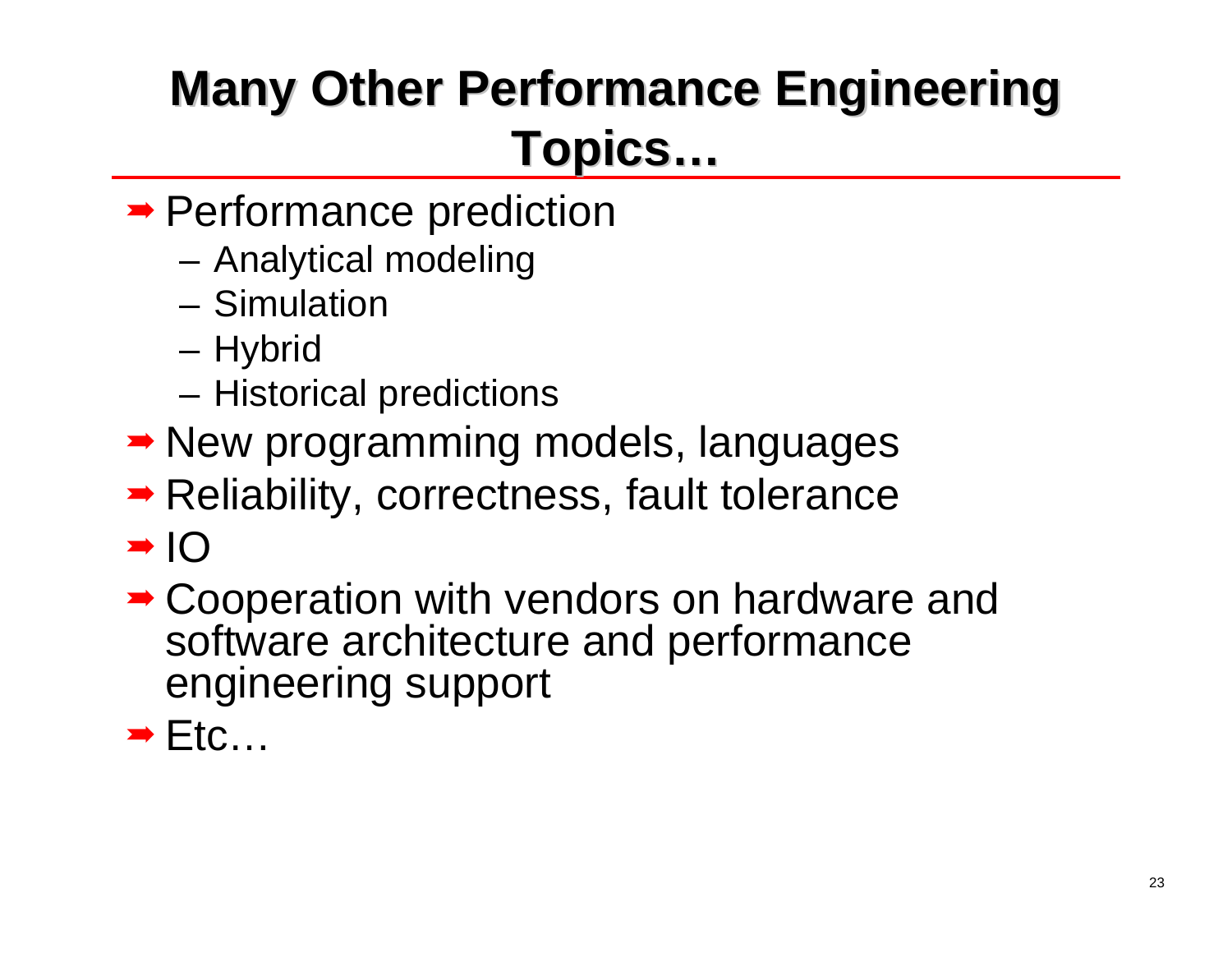# Many Other Performance Engineering Topics…

- Performance prediction
  - Analytical modeling
  - Simulation
  - Hybrid
  - Historical predictions
- New programming models, languages
- Reliability, correctness, fault tolerance
- IO
- Cooperation with vendors on hardware and software architecture and performance engineering support
- Etc…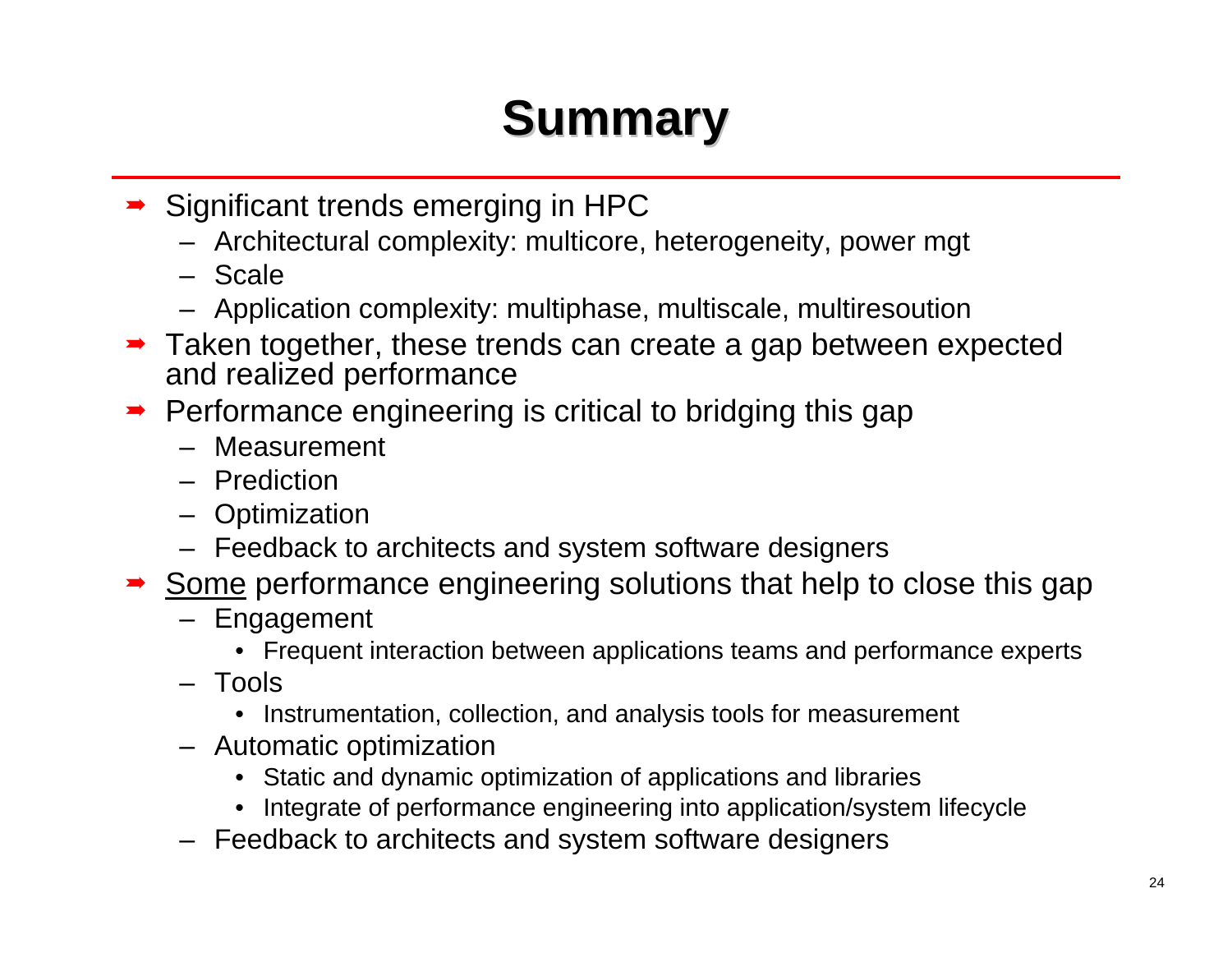# Summary

- Significant trends emerging in HPC
  - Architectural complexity: multicore, heterogeneity, power mgt
  - Scale
  - Application complexity: multiphase, multiscale, multiresoution
- Taken together, these trends can create a gap between expected and realized performance
- Performance engineering is critical to bridging this gap
  - Measurement
  - Prediction
  - Optimization
  - Feedback to architects and system software designers
- <u>Some</u> performance engineering solutions that help to close this gap
  - Engagement
    - Frequent interaction between applications teams and performance experts
  - Tools
    - Instrumentation, collection, and analysis tools for measurement
  - Automatic optimization
    - Static and dynamic optimization of applications and libraries
    - Integrate of performance engineering into application/system lifecycle
  - Feedback to architects and system software designers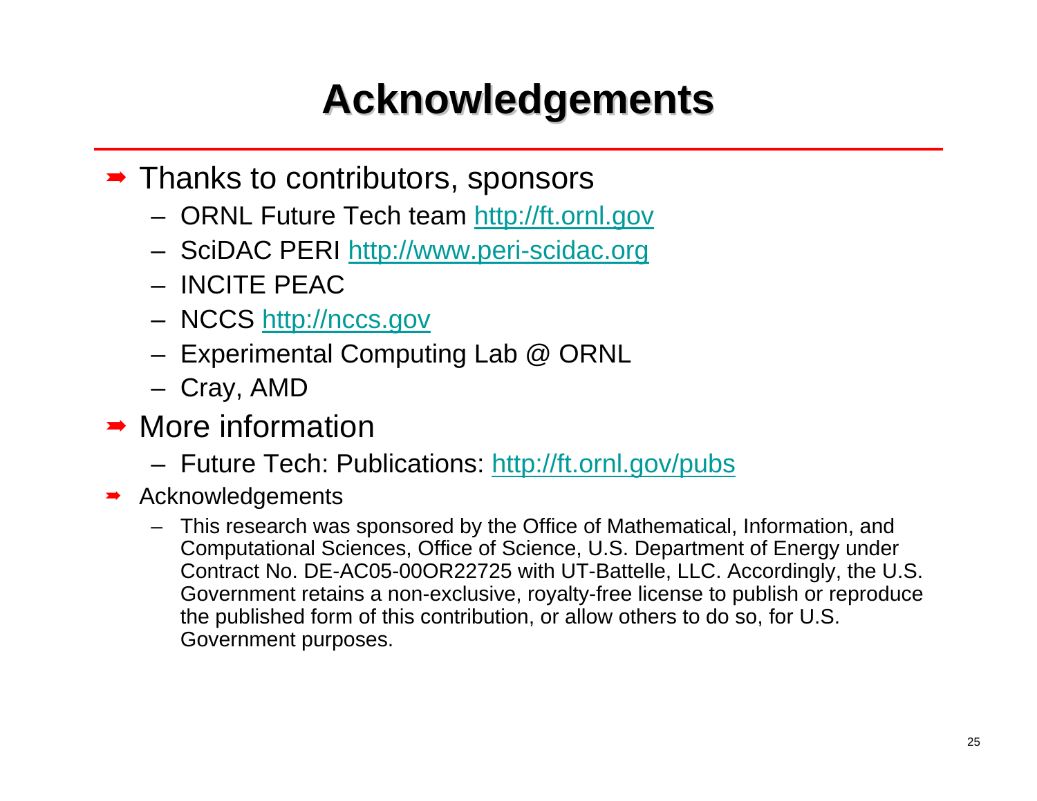# Acknowledgements

- Thanks to contributors, sponsors
  - ORNL Future Tech team http://ft.ornl.gov
  - SciDAC PERI http://www.peri-scidac.org
  - INCITE PEAC
  - NCCS http://nccs.gov
  - Experimental Computing Lab @ ORNL
  - Cray, AMD
- More information
  - Future Tech: Publications: http://ft.ornl.gov/pubs
- Acknowledgements
  - This research was sponsored by the Office of Mathematical, Information, and Computational Sciences, Office of Science, U.S. Department of Energy under Contract No. DE-AC05-00OR22725 with UT-Battelle, LLC. Accordingly, the U.S. Government retains a non-exclusive, royalty-free license to publish or reproduce the published form of this contribution, or allow others to do so, for U.S. Government purposes.